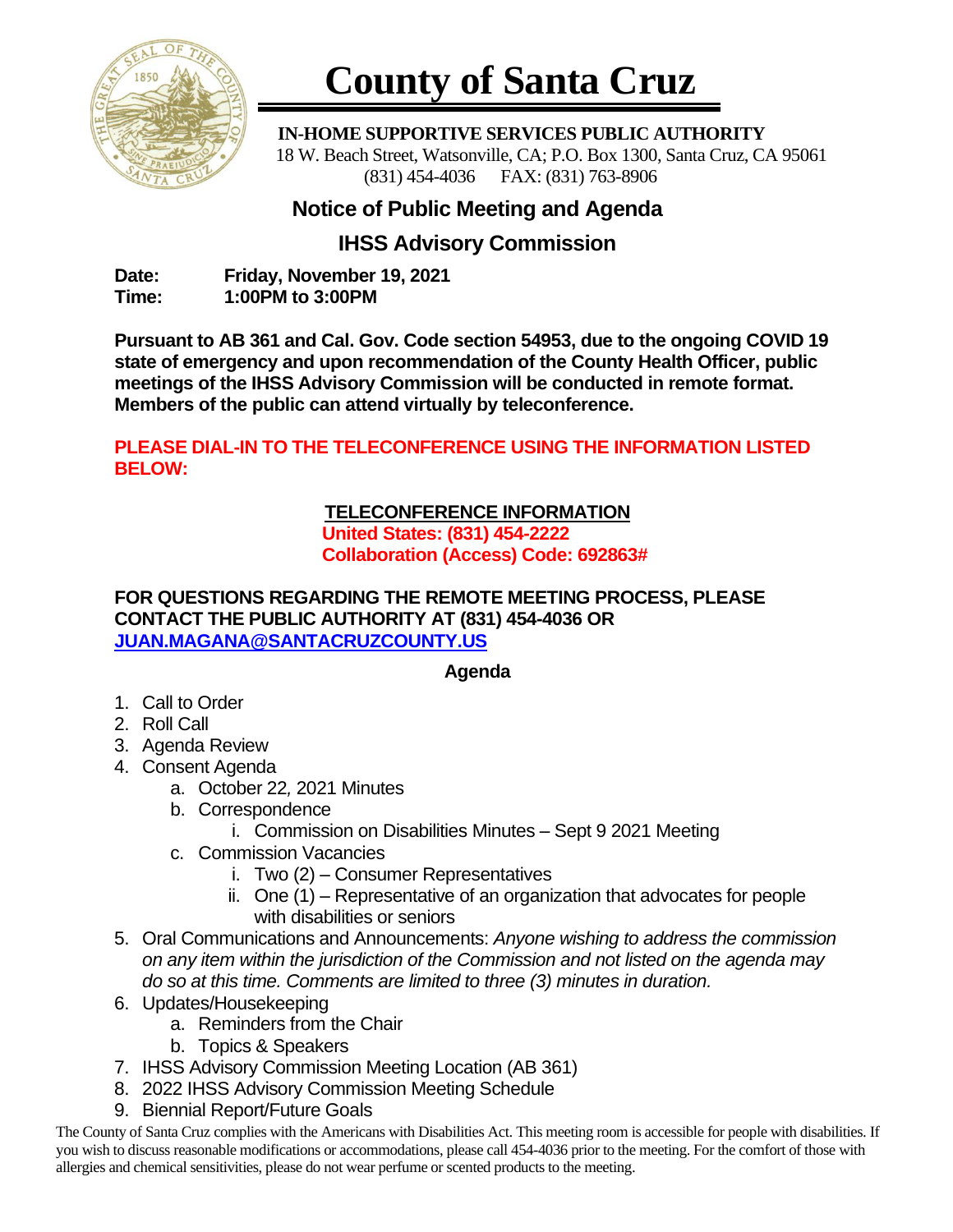# County of Santa Cruz

**IN-HOME SUPPORTIVE SERVICES PUBLIC AUTHORITY**
18 W. Beach Street, Watsonville, CA; P.O. Box 1300, Santa Cruz, CA 95061
(831) 454-4036 FAX: (831) 763-8906

## Notice of Public Meeting and Agenda

## IHSS Advisory Commission

**Date:** **Friday, November 19, 2021**
**Time:** **1:00PM to 3:00PM**

**Pursuant to AB 361 and Cal. Gov. Code section 54953, due to the ongoing COVID 19 state of emergency and upon recommendation of the County Health Officer, public meetings of the IHSS Advisory Commission will be conducted in remote format. Members of the public can attend virtually by teleconference.**

**PLEASE DIAL-IN TO THE TELECONFERENCE USING THE INFORMATION LISTED BELOW:**

**TELECONFERENCE INFORMATION**
**United States: (831) 454-2222**
**Collaboration (Access) Code: 692863#**

**FOR QUESTIONS REGARDING THE REMOTE MEETING PROCESS, PLEASE CONTACT THE PUBLIC AUTHORITY AT (831) 454-4036 OR JUAN.MAGANA@SANTACRUZCOUNTY.US**

**Agenda**

1. Call to Order
2. Roll Call
3. Agenda Review
4. Consent Agenda
   a. October 22, 2021 Minutes
   b. Correspondence
      i. Commission on Disabilities Minutes – Sept 9 2021 Meeting
   c. Commission Vacancies
      i. Two (2) – Consumer Representatives
      ii. One (1) – Representative of an organization that advocates for people with disabilities or seniors
5. Oral Communications and Announcements: *Anyone wishing to address the commission on any item within the jurisdiction of the Commission and not listed on the agenda may do so at this time. Comments are limited to three (3) minutes in duration.*
6. Updates/Housekeeping
   a. Reminders from the Chair
   b. Topics & Speakers
7. IHSS Advisory Commission Meeting Location (AB 361)
8. 2022 IHSS Advisory Commission Meeting Schedule
9. Biennial Report/Future Goals

The County of Santa Cruz complies with the Americans with Disabilities Act. This meeting room is accessible for people with disabilities. If you wish to discuss reasonable modifications or accommodations, please call 454-4036 prior to the meeting. For the comfort of those with allergies and chemical sensitivities, please do not wear perfume or scented products to the meeting.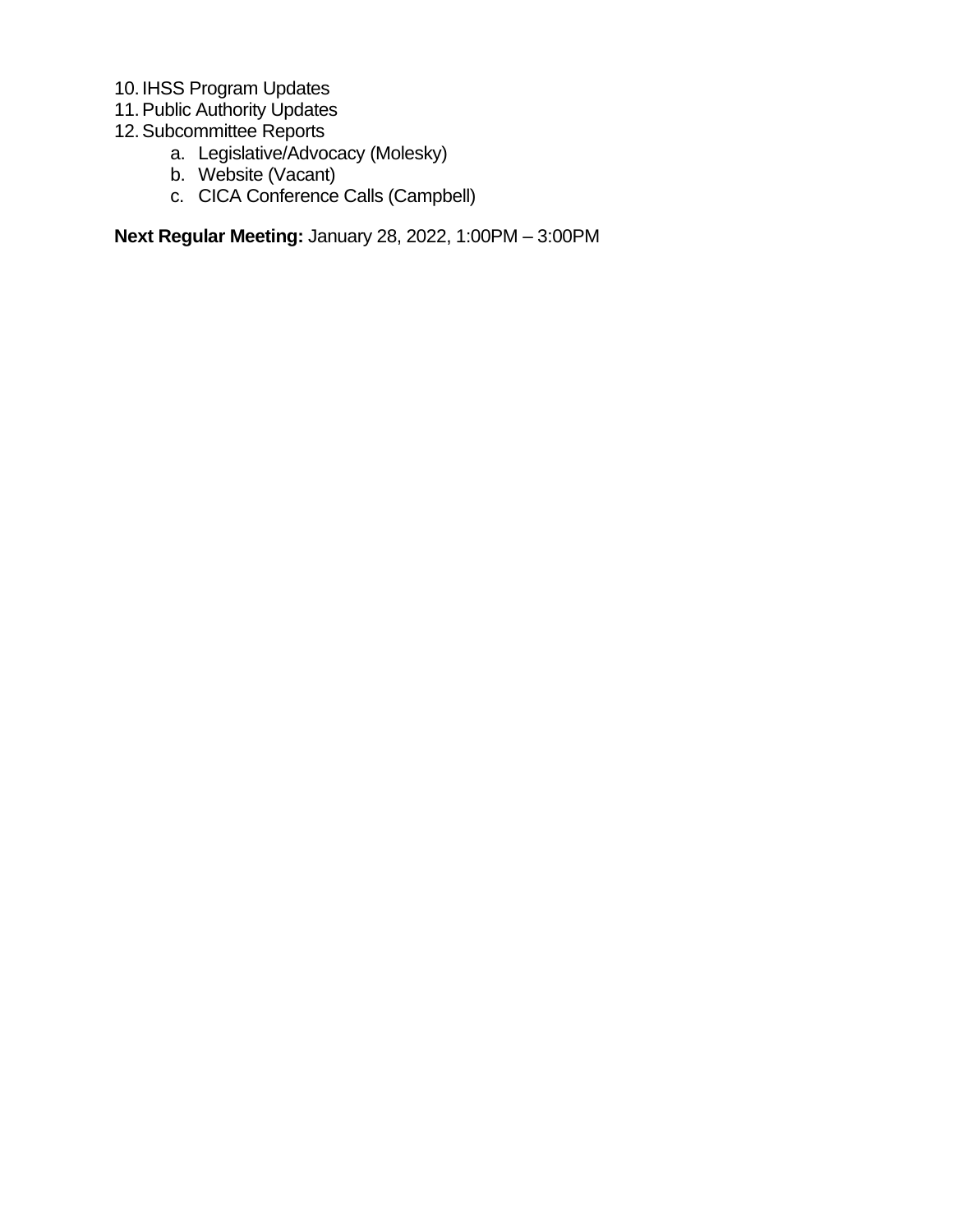10. IHSS Program Updates
11. Public Authority Updates
12. Subcommittee Reports
    a. Legislative/Advocacy (Molesky)
    b. Website (Vacant)
    c. CICA Conference Calls (Campbell)

**Next Regular Meeting:** January 28, 2022, 1:00PM – 3:00PM